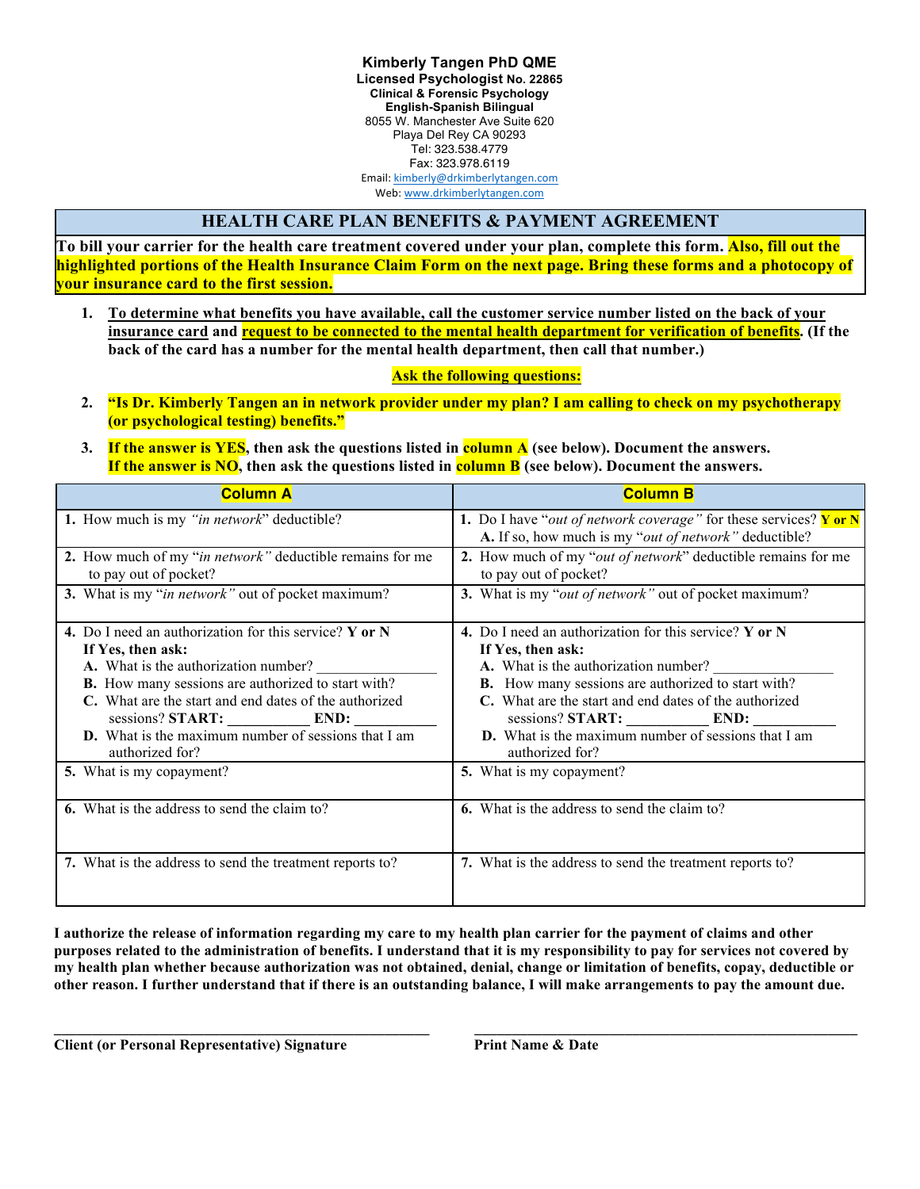**Kimberly Tangen PhD QME**
**Licensed Psychologist No. 22865**
**Clinical & Forensic Psychology**
**English-Spanish Bilingual**
8055 W. Manchester Ave Suite 620
Playa Del Rey CA 90293
Tel: 323.538.4779
Fax: 323.978.6119
Email: kimberly@drkimberlytangen.com
Web: www.drkimberlytangen.com

## HEALTH CARE PLAN BENEFITS & PAYMENT AGREEMENT

**To bill your carrier for the health care treatment covered under your plan, complete this form. Also, fill out the highlighted portions of the Health Insurance Claim Form on the next page. Bring these forms and a photocopy of your insurance card to the first session.**

1. **To determine what benefits you have available, call the customer service number listed on the back of your insurance card and request to be connected to the mental health department for verification of benefits. (If the back of the card has a number for the mental health department, then call that number.)**

   **Ask the following questions:**

2. **"Is Dr. Kimberly Tangen an in network provider under my plan? I am calling to check on my psychotherapy (or psychological testing) benefits."**

3. **If the answer is YES, then ask the questions listed in column A (see below). Document the answers.**
   **If the answer is NO, then ask the questions listed in column B (see below). Document the answers.**

| Column A | Column B |
|---|---|
| **1.** How much is my *"in network"* deductible? | **1.** Do I have "*out of network coverage"* for these services? **Y or N** **A.** If so, how much is my "*out of network"* deductible? |
| **2.** How much of my "*in network"* deductible remains for me to pay out of pocket? | **2.** How much of my "*out of network*" deductible remains for me to pay out of pocket? |
| **3.** What is my "*in network"* out of pocket maximum? | **3.** What is my "*out of network"* out of pocket maximum? |
| **4.** Do I need an authorization for this service? **Y or N** **If Yes, then ask:** **A.** What is the authorization number? _______________ **B.** How many sessions are authorized to start with? **C.** What are the start and end dates of the authorized sessions? **START:** __________ **END:** __________ **D.** What is the maximum number of sessions that I am authorized for? | **4.** Do I need an authorization for this service? **Y or N** **If Yes, then ask:** **A.** What is the authorization number? _______________ **B.** How many sessions are authorized to start with? **C.** What are the start and end dates of the authorized sessions? **START:** __________ **END:** __________ **D.** What is the maximum number of sessions that I am authorized for? |
| **5.** What is my copayment? | **5.** What is my copayment? |
| **6.** What is the address to send the claim to? | **6.** What is the address to send the claim to? |
| **7.** What is the address to send the treatment reports to? | **7.** What is the address to send the treatment reports to? |

**I authorize the release of information regarding my care to my health plan carrier for the payment of claims and other purposes related to the administration of benefits. I understand that it is my responsibility to pay for services not covered by my health plan whether because authorization was not obtained, denial, change or limitation of benefits, copay, deductible or other reason. I further understand that if there is an outstanding balance, I will make arrangements to pay the amount due.**

_______________________________________ &nbsp;&nbsp;&nbsp;&nbsp; _______________________________________

**Client (or Personal Representative) Signature** &nbsp;&nbsp;&nbsp;&nbsp; **Print Name & Date**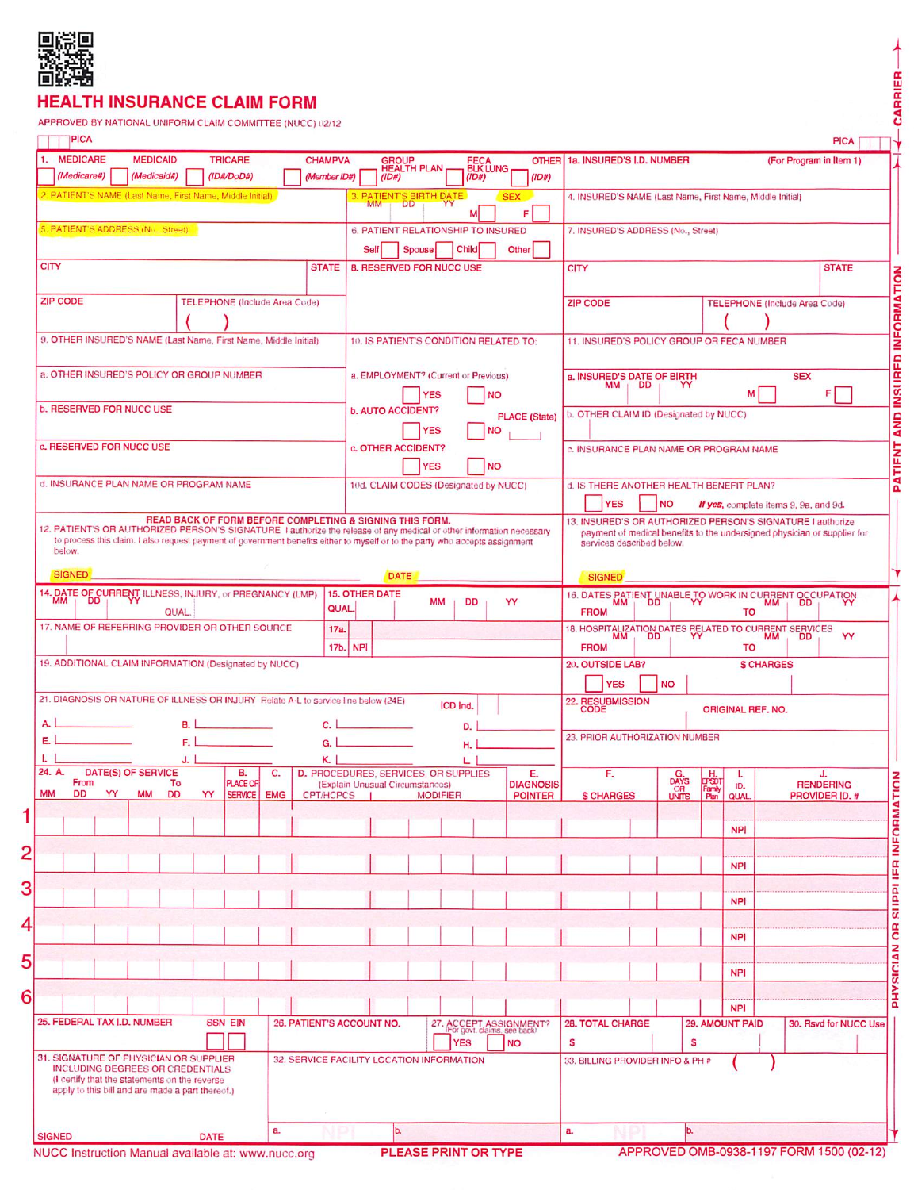# HEALTH INSURANCE CLAIM FORM

APPROVED BY NATIONAL UNIFORM CLAIM COMMITTEE (NUCC) 02/12

PICA — PICA

CARRIER

## PATIENT AND INSURED INFORMATION

| | |
|---|---|
| 1. MEDICARE (Medicare#) MEDICAID (Medicaid#) TRICARE (ID#/DoD#) CHAMPVA (Member ID#) GROUP HEALTH PLAN (ID#) FECA BLK LUNG (ID#) OTHER (ID#) | 1a. INSURED'S I.D. NUMBER (For Program in Item 1) |
| 2. PATIENT'S NAME (Last Name, First Name, Middle Initial) | 3. PATIENT'S BIRTH DATE MM DD YY SEX M F |
| 4. INSURED'S NAME (Last Name, First Name, Middle Initial) | |
| 5. PATIENT'S ADDRESS (No., Street) | 6. PATIENT RELATIONSHIP TO INSURED Self Spouse Child Other |
| 7. INSURED'S ADDRESS (No., Street) | |
| CITY STATE | 8. RESERVED FOR NUCC USE |
| CITY STATE | |
| ZIP CODE TELEPHONE (Include Area Code) ( ) | |
| ZIP CODE TELEPHONE (Include Area Code) ( ) | |
| 9. OTHER INSURED'S NAME (Last Name, First Name, Middle Initial) | 10. IS PATIENT'S CONDITION RELATED TO: |
| 11. INSURED'S POLICY GROUP OR FECA NUMBER | |
| a. OTHER INSURED'S POLICY OR GROUP NUMBER | a. EMPLOYMENT? (Current or Previous) YES NO |
| a. INSURED'S DATE OF BIRTH MM DD YY SEX M F | |
| b. RESERVED FOR NUCC USE | b. AUTO ACCIDENT? YES NO PLACE (State) |
| b. OTHER CLAIM ID (Designated by NUCC) | |
| c. RESERVED FOR NUCC USE | c. OTHER ACCIDENT? YES NO |
| c. INSURANCE PLAN NAME OR PROGRAM NAME | |
| d. INSURANCE PLAN NAME OR PROGRAM NAME | 10d. CLAIM CODES (Designated by NUCC) |
| d. IS THERE ANOTHER HEALTH BENEFIT PLAN? YES NO *If yes*, complete items 9, 9a, and 9d. | |

READ BACK OF FORM BEFORE COMPLETING & SIGNING THIS FORM.

12. PATIENT'S OR AUTHORIZED PERSON'S SIGNATURE I authorize the release of any medical or other information necessary to process this claim. I also request payment of government benefits either to myself or to the party who accepts assignment below.

SIGNED DATE

13. INSURED'S OR AUTHORIZED PERSON'S SIGNATURE I authorize payment of medical benefits to the undersigned physician or supplier for services described below.

SIGNED

## PHYSICIAN OR SUPPLIER INFORMATION

| | | |
|---|---|---|
| 14. DATE OF CURRENT ILLNESS, INJURY, or PREGNANCY (LMP) MM DD YY QUAL. | 15. OTHER DATE QUAL. MM DD YY | 16. DATES PATIENT UNABLE TO WORK IN CURRENT OCCUPATION FROM MM DD YY TO MM DD YY |
| 17. NAME OF REFERRING PROVIDER OR OTHER SOURCE | 17a. 17b. NPI | 18. HOSPITALIZATION DATES RELATED TO CURRENT SERVICES FROM MM DD YY TO MM DD YY |
| 19. ADDITIONAL CLAIM INFORMATION (Designated by NUCC) | | 20. OUTSIDE LAB? YES NO $ CHARGES |
| 21. DIAGNOSIS OR NATURE OF ILLNESS OR INJURY Relate A-L to service line below (24E) ICD Ind. | | 22. RESUBMISSION CODE ORIGINAL REF. NO. |
| A. B. C. D. E. F. G. H. I. J. K. L. | | 23. PRIOR AUTHORIZATION NUMBER |

| | 24. A. DATE(S) OF SERVICE From MM DD YY To MM DD YY | B. PLACE OF SERVICE | C. EMG | D. PROCEDURES, SERVICES, OR SUPPLIES (Explain Unusual Circumstances) CPT/HCPCS MODIFIER | E. DIAGNOSIS POINTER | F. $ CHARGES | G. DAYS OR UNITS | H. EPSDT Family Plan | I. ID. QUAL. | J. RENDERING PROVIDER ID. # |
|---|---|---|---|---|---|---|---|---|---|---|
| 1 | | | | | | | | | NPI | |
| 2 | | | | | | | | | NPI | |
| 3 | | | | | | | | | NPI | |
| 4 | | | | | | | | | NPI | |
| 5 | | | | | | | | | NPI | |
| 6 | | | | | | | | | NPI | |

| | | | | | |
|---|---|---|---|---|---|
| 25. FEDERAL TAX I.D. NUMBER SSN EIN | 26. PATIENT'S ACCOUNT NO. | 27. ACCEPT ASSIGNMENT? (For govt. claims, see back) YES NO | 28. TOTAL CHARGE $ | 29. AMOUNT PAID $ | 30. Rsvd for NUCC Use |
| 31. SIGNATURE OF PHYSICIAN OR SUPPLIER INCLUDING DEGREES OR CREDENTIALS (I certify that the statements on the reverse apply to this bill and are made a part thereof.) SIGNED DATE | 32. SERVICE FACILITY LOCATION INFORMATION a. NPI b. | | 33. BILLING PROVIDER INFO & PH # ( ) a. NPI b. | | |

NUCC Instruction Manual available at: www.nucc.org

PLEASE PRINT OR TYPE

APPROVED OMB-0938-1197 FORM 1500 (02-12)